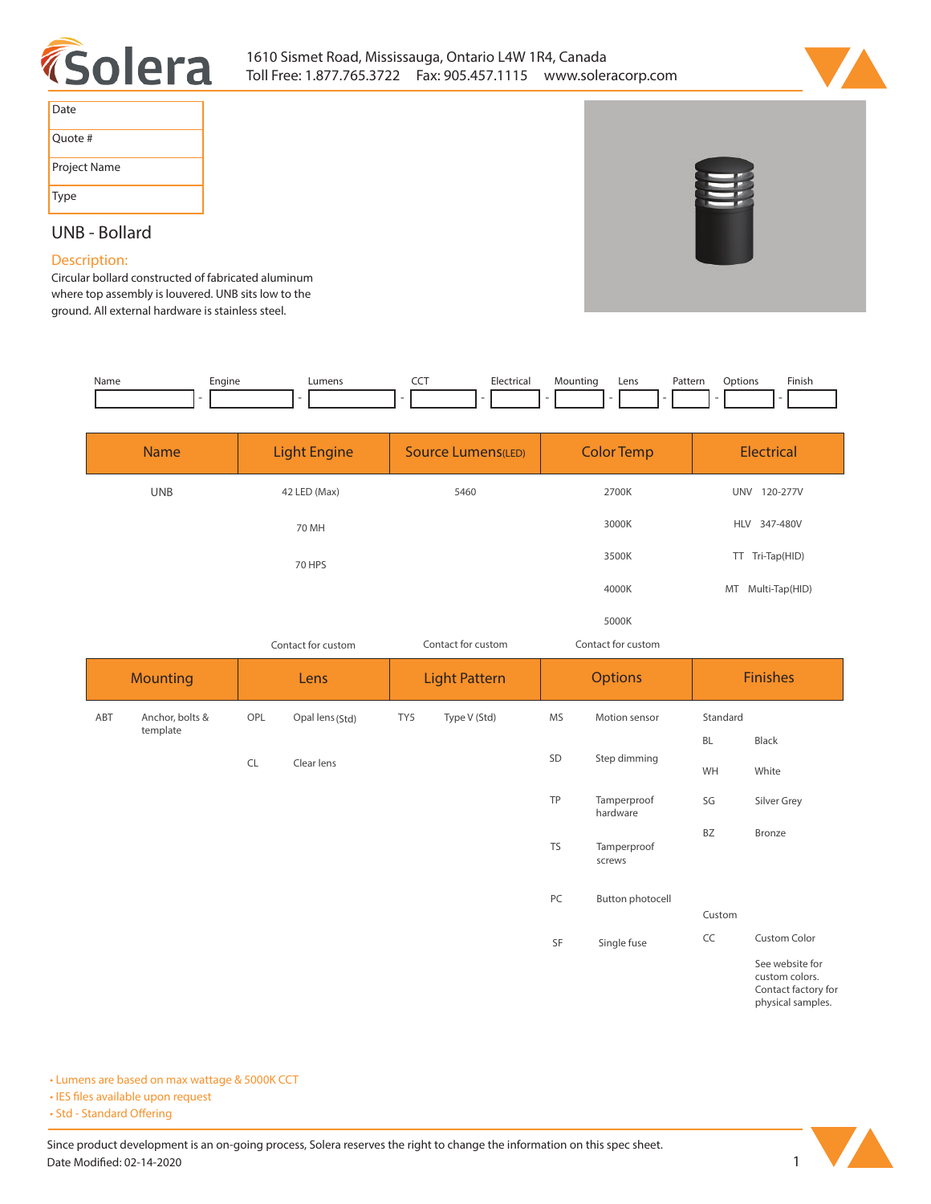# Solera

1610 Sismet Road, Mississauga, Ontario L4W 1R4, Canada
Toll Free: 1.877.765.3722 Fax: 905.457.1115 www.soleracorp.com

| Date |
|---|
| Quote # |
| Project Name |
| Type |

## UNB - Bollard

### Description:

Circular bollard constructed of fabricated aluminum where top assembly is louvered. UNB sits low to the ground. All external hardware is stainless steel.

| Name | Engine | Lumens | CCT | Electrical | Mounting | Lens | Pattern | Options | Finish |
|---|---|---|---|---|---|---|---|---|---|
| | | | | | | | | | |

| Name | Light Engine | Source Lumens(LED) | Color Temp | Electrical |
|---|---|---|---|---|
| UNB | 42 LED (Max) | 5460 | 2700K | UNV 120-277V |
| | 70 MH | | 3000K | HLV 347-480V |
| | 70 HPS | | 3500K | TT Tri-Tap(HID) |
| | | | 4000K | MT Multi-Tap(HID) |
| | | | 5000K | |
| | Contact for custom | Contact for custom | Contact for custom | |

| Mounting | | Lens | | Light Pattern | | Options | | Finishes | |
|---|---|---|---|---|---|---|---|---|---|
| ABT | Anchor, bolts & template | OPL | Opal lens (Std) | TY5 | Type V (Std) | MS | Motion sensor | Standard | |
| | | | | | | | | BL | Black |
| | | CL | Clear lens | | | SD | Step dimming | WH | White |
| | | | | | | TP | Tamperproof hardware | SG | Silver Grey |
| | | | | | | | | BZ | Bronze |
| | | | | | | TS | Tamperproof screws | | |
| | | | | | | PC | Button photocell | Custom | |
| | | | | | | SF | Single fuse | CC | Custom Color |
| | | | | | | | | | See website for custom colors. Contact factory for physical samples. |

- Lumens are based on max wattage & 5000K CCT
- IES files available upon request
- Std - Standard Offering

Since product development is an on-going process, Solera reserves the right to change the information on this spec sheet.
Date Modified: 02-14-2020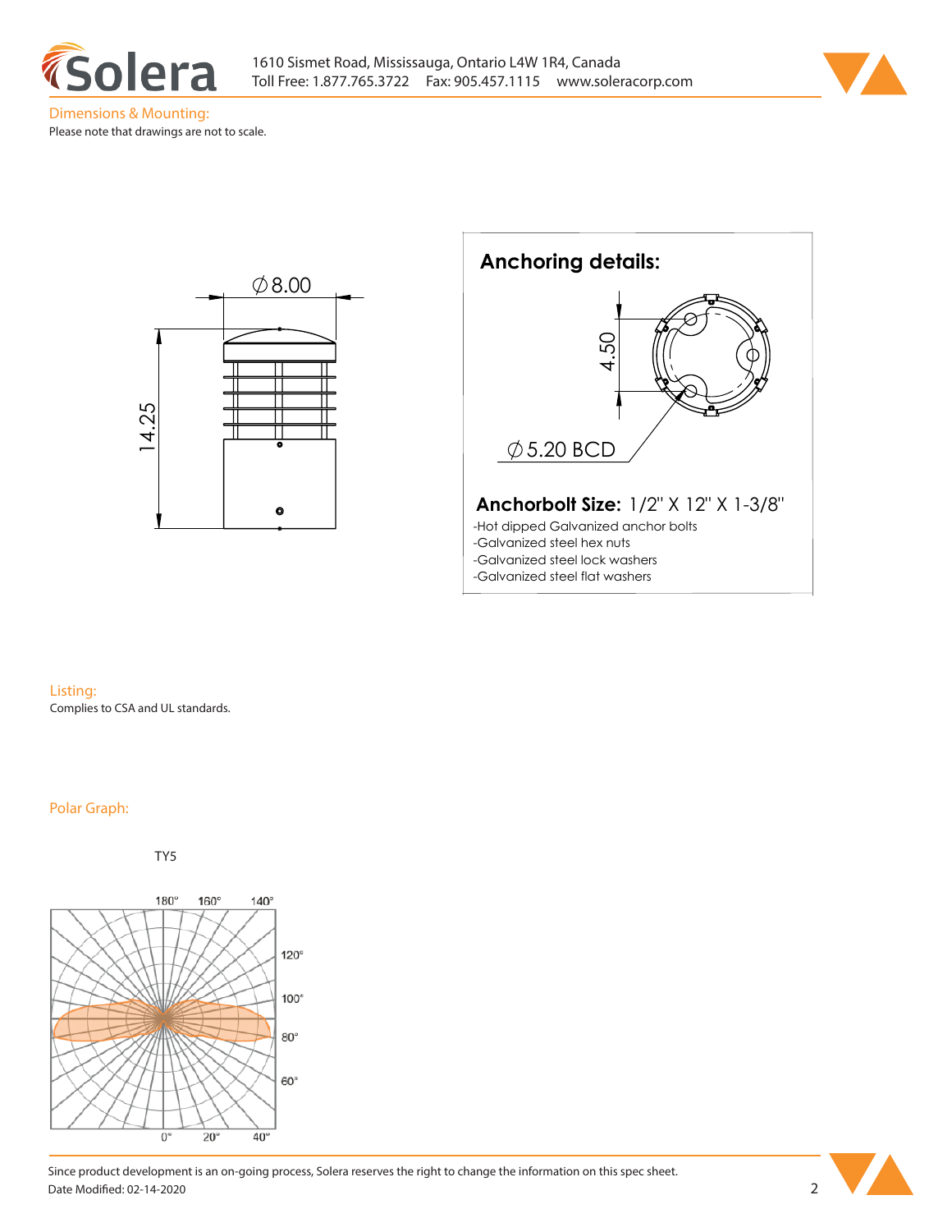## Dimensions & Mounting:

Please note that drawings are not to scale.

∅8.00

14.25

**Anchoring details:**

4.50

∅5.20 BCD

**Anchorbolt Size:** 1/2" X 12" X 1-3/8"

- -Hot dipped Galvanized anchor bolts
- -Galvanized steel hex nuts
- -Galvanized steel lock washers
- -Galvanized steel flat washers

## Listing:

Complies to CSA and UL standards.

## Polar Graph:

TY5

180° 160° 140°

120°

100°

80°

60°

0° 20° 40°

Since product development is an on-going process, Solera reserves the right to change the information on this spec sheet.

Date Modified: 02-14-2020